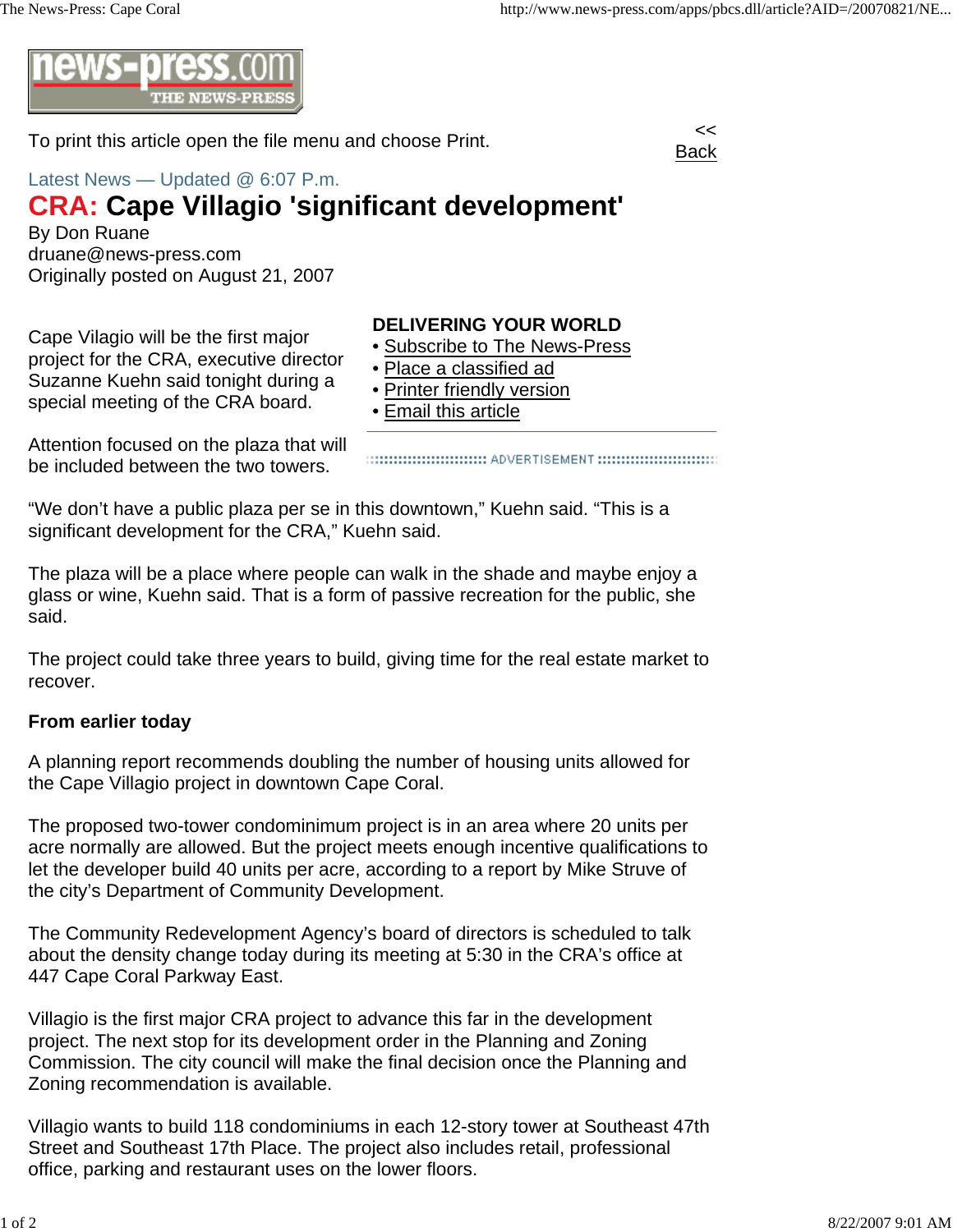To print this article open the file menu and choose Print.

<< Back

Latest News — Updated @ 6:07 P.m.

# CRA: Cape Villagio 'significant development'

By Don Ruane
druane@news-press.com
Originally posted on August 21, 2007

Cape Vilagio will be the first major project for the CRA, executive director Suzanne Kuehn said tonight during a special meeting of the CRA board.

**DELIVERING YOUR WORLD**

- Subscribe to The News-Press
- Place a classified ad
- Printer friendly version
- Email this article

ADVERTISEMENT

Attention focused on the plaza that will be included between the two towers.

"We don't have a public plaza per se in this downtown," Kuehn said. "This is a significant development for the CRA," Kuehn said.

The plaza will be a place where people can walk in the shade and maybe enjoy a glass or wine, Kuehn said. That is a form of passive recreation for the public, she said.

The project could take three years to build, giving time for the real estate market to recover.

**From earlier today**

A planning report recommends doubling the number of housing units allowed for the Cape Villagio project in downtown Cape Coral.

The proposed two-tower condominimum project is in an area where 20 units per acre normally are allowed. But the project meets enough incentive qualifications to let the developer build 40 units per acre, according to a report by Mike Struve of the city's Department of Community Development.

The Community Redevelopment Agency's board of directors is scheduled to talk about the density change today during its meeting at 5:30 in the CRA's office at 447 Cape Coral Parkway East.

Villagio is the first major CRA project to advance this far in the development project. The next stop for its development order in the Planning and Zoning Commission. The city council will make the final decision once the Planning and Zoning recommendation is available.

Villagio wants to build 118 condominiums in each 12-story tower at Southeast 47th Street and Southeast 17th Place. The project also includes retail, professional office, parking and restaurant uses on the lower floors.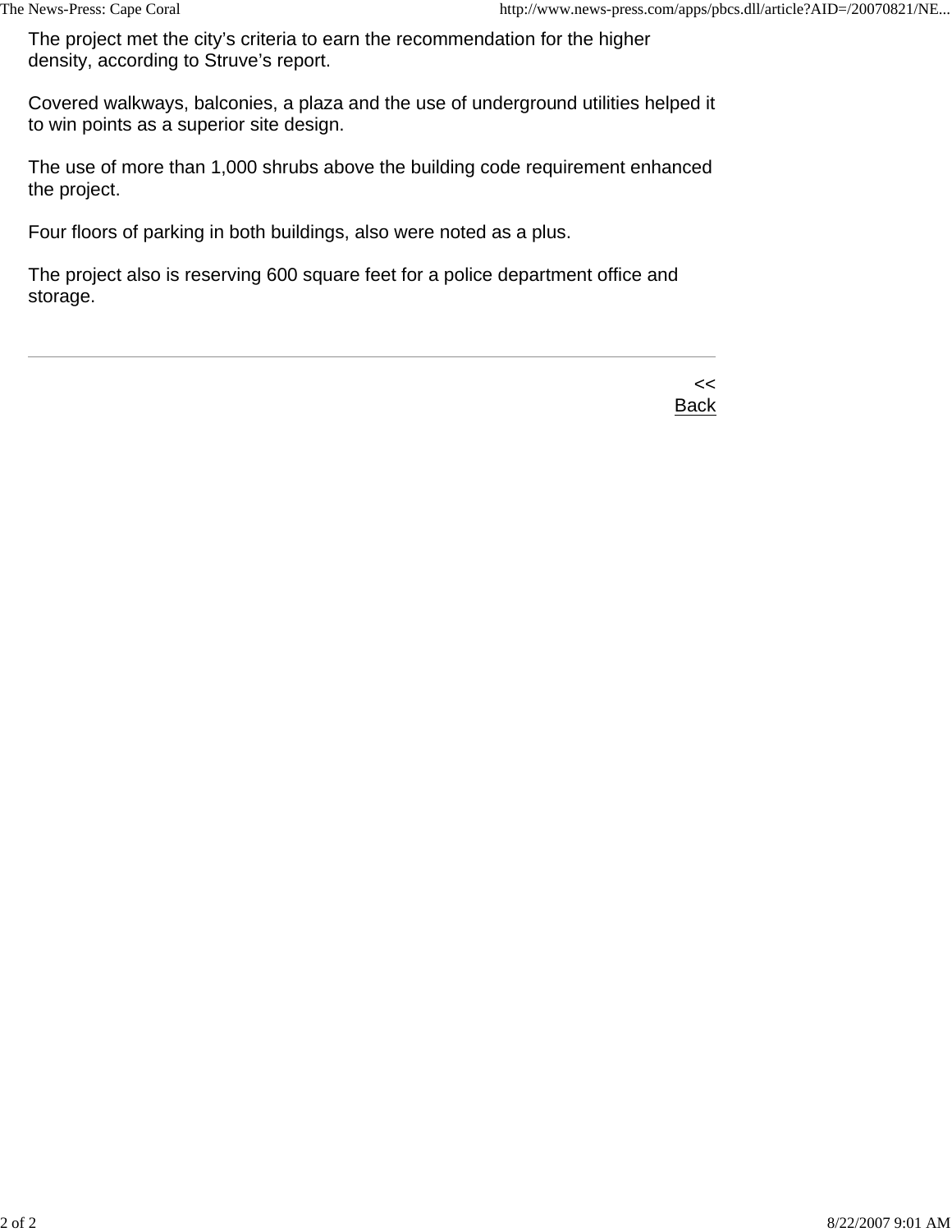The project met the city's criteria to earn the recommendation for the higher density, according to Struve's report.

Covered walkways, balconies, a plaza and the use of underground utilities helped it to win points as a superior site design.

The use of more than 1,000 shrubs above the building code requirement enhanced the project.

Four floors of parking in both buildings, also were noted as a plus.

The project also is reserving 600 square feet for a police department office and storage.

---

<< Back